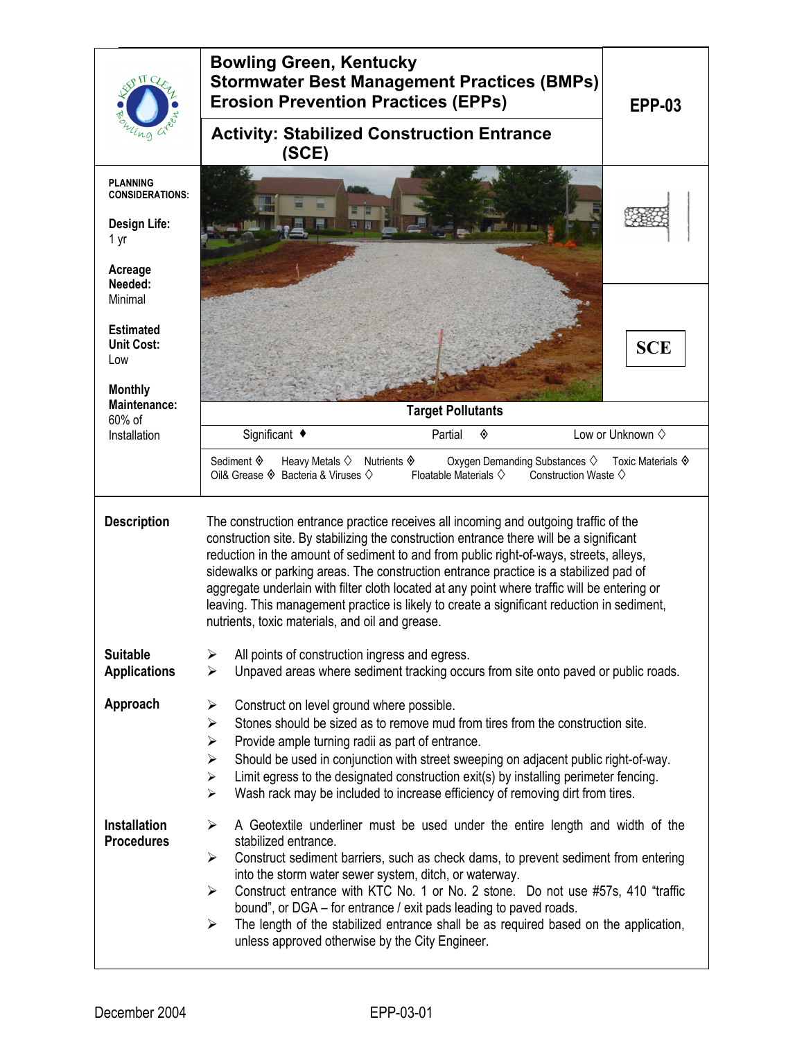# Bowling Green, Kentucky
## Stormwater Best Management Practices (BMPs)
## Erosion Prevention Practices (EPPs)

**EPP-03**

## Activity: Stabilized Construction Entrance (SCE)

**SCE**

**PLANNING CONSIDERATIONS:**

**Design Life:**
1 yr

**Acreage Needed:**
Minimal

**Estimated Unit Cost:**
Low

**Monthly Maintenance:**
60% of Installation

**Target Pollutants**

Significant ♦ | Partial ◈ | Low or Unknown ◊

Sediment ◈ | Heavy Metals ◊ | Nutrients ◈ | Oxygen Demanding Substances ◊ | Toxic Materials ◈
Oil& Grease ◈ | Bacteria & Viruses ◊ | Floatable Materials ◊ | Construction Waste ◊

### Description

The construction entrance practice receives all incoming and outgoing traffic of the construction site. By stabilizing the construction entrance there will be a significant reduction in the amount of sediment to and from public right-of-ways, streets, alleys, sidewalks or parking areas. The construction entrance practice is a stabilized pad of aggregate underlain with filter cloth located at any point where traffic will be entering or leaving. This management practice is likely to create a significant reduction in sediment, nutrients, toxic materials, and oil and grease.

### Suitable Applications

- All points of construction ingress and egress.
- Unpaved areas where sediment tracking occurs from site onto paved or public roads.

### Approach

- Construct on level ground where possible.
- Stones should be sized as to remove mud from tires from the construction site.
- Provide ample turning radii as part of entrance.
- Should be used in conjunction with street sweeping on adjacent public right-of-way.
- Limit egress to the designated construction exit(s) by installing perimeter fencing.
- Wash rack may be included to increase efficiency of removing dirt from tires.

### Installation Procedures

- A Geotextile underliner must be used under the entire length and width of the stabilized entrance.
- Construct sediment barriers, such as check dams, to prevent sediment from entering into the storm water sewer system, ditch, or waterway.
- Construct entrance with KTC No. 1 or No. 2 stone. Do not use #57s, 410 "traffic bound", or DGA – for entrance / exit pads leading to paved roads.
- The length of the stabilized entrance shall be as required based on the application, unless approved otherwise by the City Engineer.

December 2004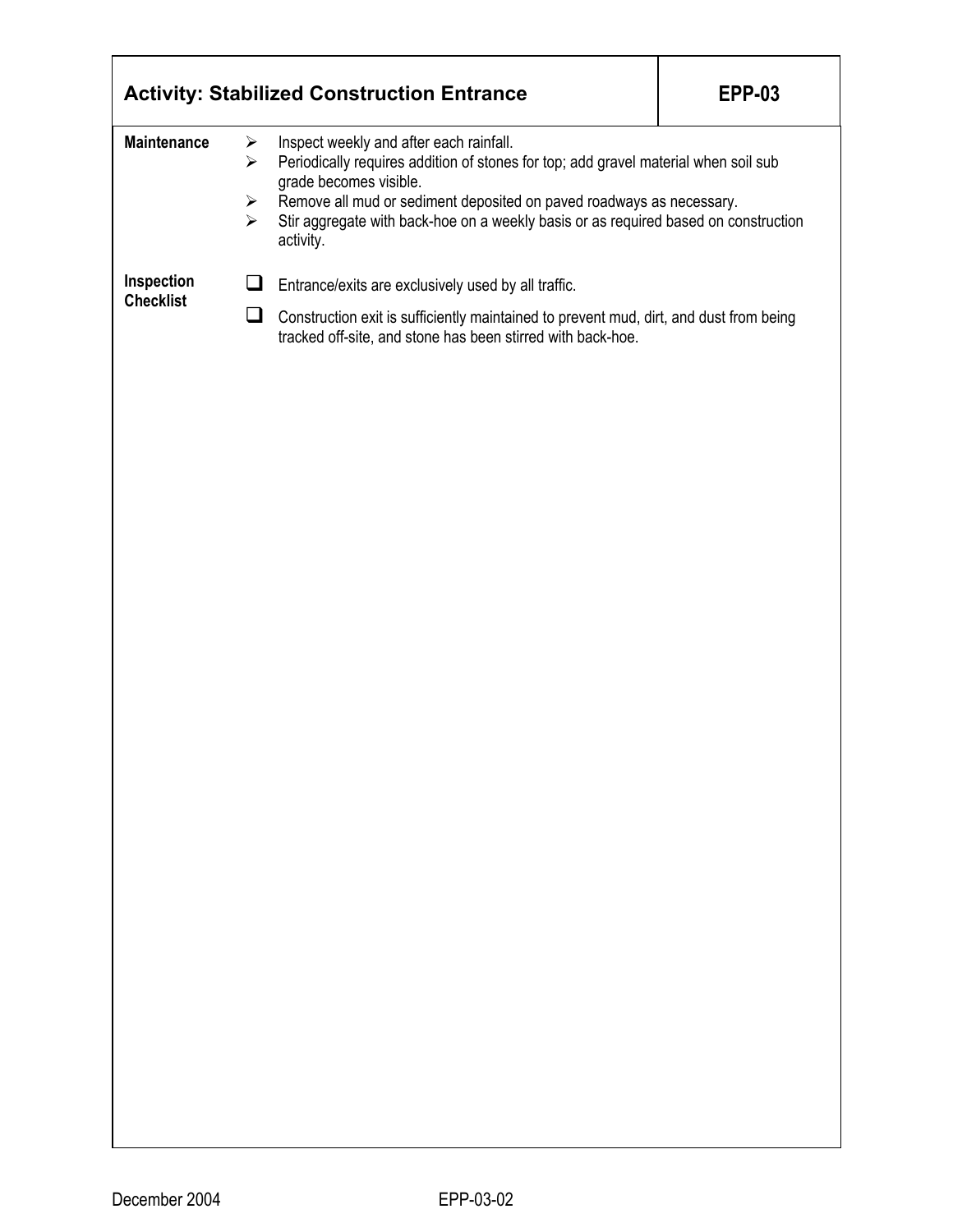## Activity: Stabilized Construction Entrance — EPP-03

**Maintenance**

- Inspect weekly and after each rainfall.
- Periodically requires addition of stones for top; add gravel material when soil sub grade becomes visible.
- Remove all mud or sediment deposited on paved roadways as necessary.
- Stir aggregate with back-hoe on a weekly basis or as required based on construction activity.

**Inspection Checklist**

- [ ] Entrance/exits are exclusively used by all traffic.
- [ ] Construction exit is sufficiently maintained to prevent mud, dirt, and dust from being tracked off-site, and stone has been stirred with back-hoe.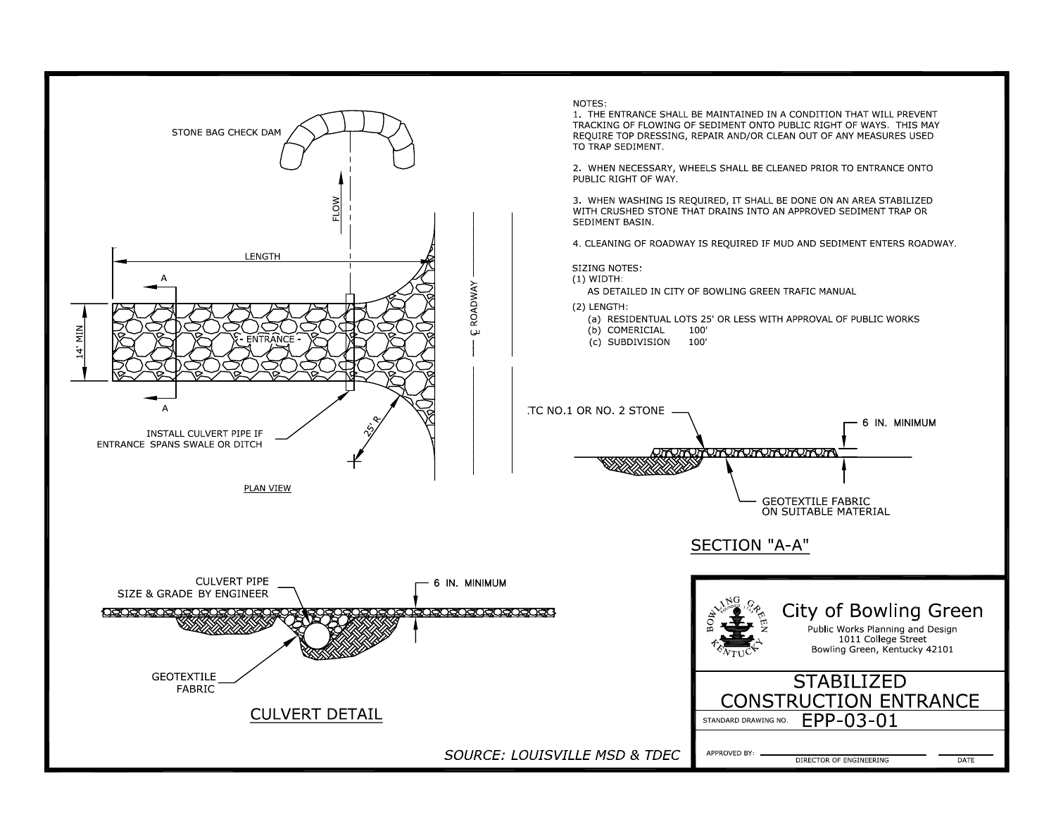NOTES:

1. THE ENTRANCE SHALL BE MAINTAINED IN A CONDITION THAT WILL PREVENT TRACKING OF FLOWING OF SEDIMENT ONTO PUBLIC RIGHT OF WAYS. THIS MAY REQUIRE TOP DRESSING, REPAIR AND/OR CLEAN OUT OF ANY MEASURES USED TO TRAP SEDIMENT.

2. WHEN NECESSARY, WHEELS SHALL BE CLEANED PRIOR TO ENTRANCE ONTO PUBLIC RIGHT OF WAY.

3. WHEN WASHING IS REQUIRED, IT SHALL BE DONE ON AN AREA STABILIZED WITH CRUSHED STONE THAT DRAINS INTO AN APPROVED SEDIMENT TRAP OR SEDIMENT BASIN.

4. CLEANING OF ROADWAY IS REQUIRED IF MUD AND SEDIMENT ENTERS ROADWAY.

SIZING NOTES:

(1) WIDTH:
 AS DETAILED IN CITY OF BOWLING GREEN TRAFIC MANUAL

(2) LENGTH:
 (a) RESIDENTUAL LOTS 25' OR LESS WITH APPROVAL OF PUBLIC WORKS
 (b) COMERICIAL 100'
 (c) SUBDIVISION 100'

STONE BAG CHECK DAM

FLOW

LENGTH

A

14' MIN

- ENTRANCE -

A

℄ ROADWAY

25' R

INSTALL CULVERT PIPE IF ENTRANCE SPANS SWALE OR DITCH

PLAN VIEW

TC NO.1 OR NO. 2 STONE

6 IN. MINIMUM

GEOTEXTILE FABRIC ON SUITABLE MATERIAL

SECTION "A-A"

CULVERT PIPE SIZE & GRADE BY ENGINEER

6 IN. MINIMUM

GEOTEXTILE FABRIC

CULVERT DETAIL

*SOURCE: LOUISVILLE MSD & TDEC*

City of Bowling Green
Public Works Planning and Design
1011 College Street
Bowling Green, Kentucky 42101

STABILIZED CONSTRUCTION ENTRANCE

STANDARD DRAWING NO. EPP-03-01

APPROVED BY: ______ DIRECTOR OF ENGINEERING ______ DATE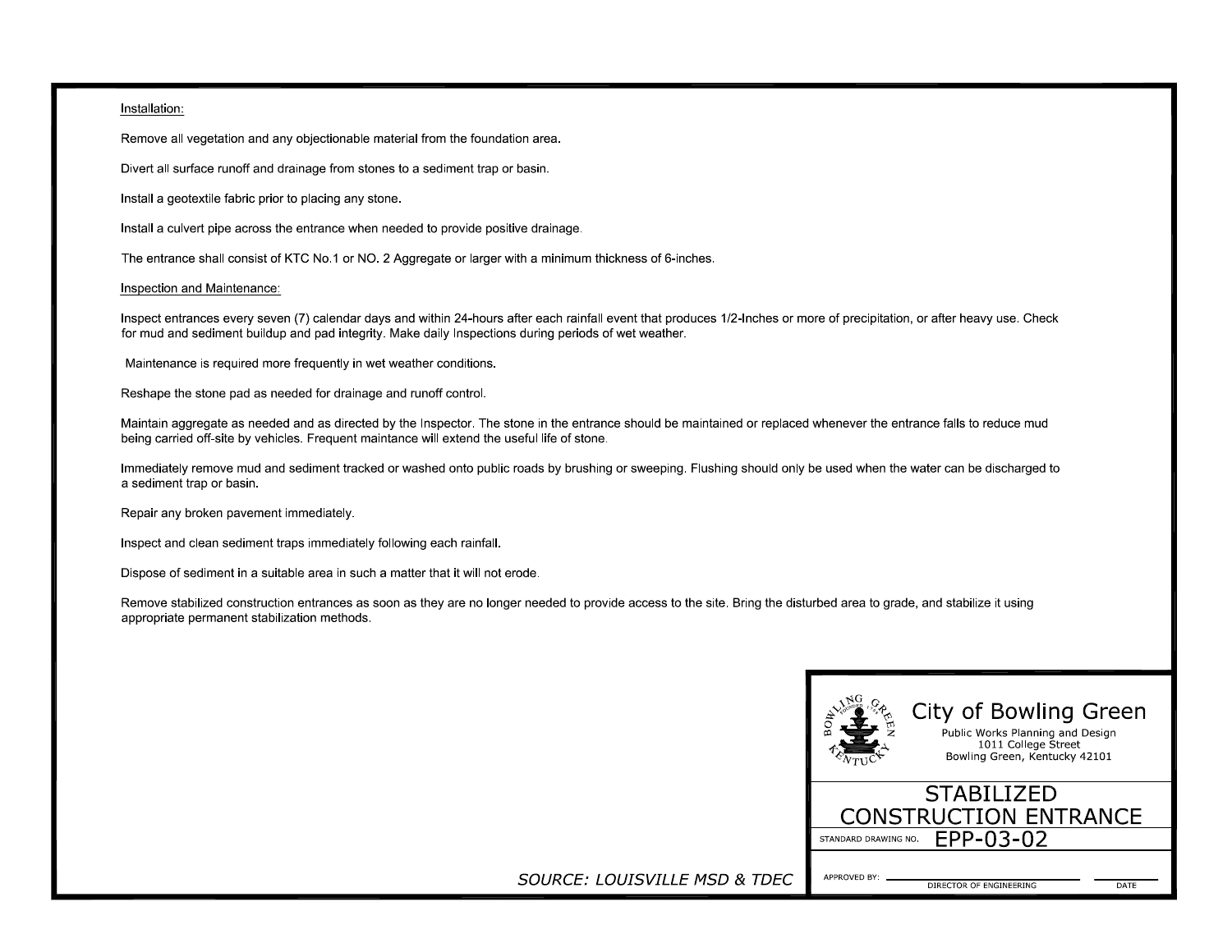Installation:

Remove all vegetation and any objectionable material from the foundation area.

Divert all surface runoff and drainage from stones to a sediment trap or basin.

Install a geotextile fabric prior to placing any stone.

Install a culvert pipe across the entrance when needed to provide positive drainage.

The entrance shall consist of KTC No.1 or NO. 2 Aggregate or larger with a minimum thickness of 6-inches.

Inspection and Maintenance:

Inspect entrances every seven (7) calendar days and within 24-hours after each rainfall event that produces 1/2-Inches or more of precipitation, or after heavy use. Check for mud and sediment buildup and pad integrity. Make daily Inspections during periods of wet weather.

Maintenance is required more frequently in wet weather conditions.

Reshape the stone pad as needed for drainage and runoff control.

Maintain aggregate as needed and as directed by the Inspector. The stone in the entrance should be maintained or replaced whenever the entrance fails to reduce mud being carried off-site by vehicles. Frequent maintance will extend the useful life of stone.

Immediately remove mud and sediment tracked or washed onto public roads by brushing or sweeping. Flushing should only be used when the water can be discharged to a sediment trap or basin.

Repair any broken pavement immediately.

Inspect and clean sediment traps immediately following each rainfall.

Dispose of sediment in a suitable area in such a matter that it will not erode.

Remove stabilized construction entrances as soon as they are no longer needed to provide access to the site. Bring the disturbed area to grade, and stabilize it using appropriate permanent stabilization methods.

*SOURCE: LOUISVILLE MSD & TDEC*

City of Bowling Green
Public Works Planning and Design
1011 College Street
Bowling Green, Kentucky 42101

STABILIZED CONSTRUCTION ENTRANCE

STANDARD DRAWING NO. EPP-03-02

APPROVED BY: ______________________ DIRECTOR OF ENGINEERING ________ DATE